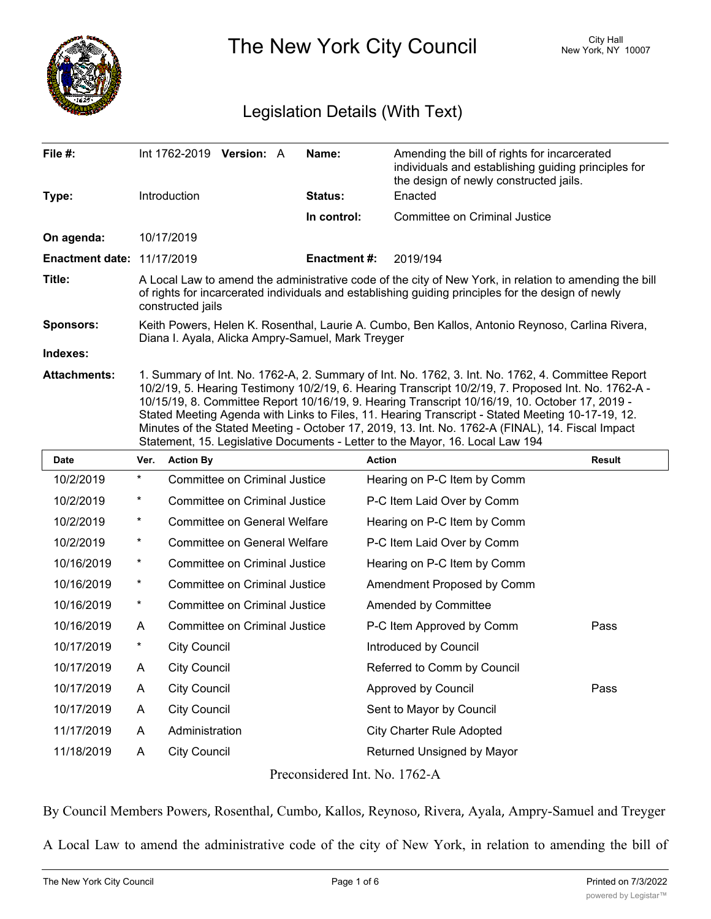# The New York City Council

City Hall
New York, NY 10007

## Legislation Details (With Text)

| | | | |
|---|---|---|---|
| **File #:** | Int 1762-2019 **Version:** A | **Name:** | Amending the bill of rights for incarcerated individuals and establishing guiding principles for the design of newly constructed jails. |
| **Type:** | Introduction | **Status:** | Enacted |
| | | **In control:** | Committee on Criminal Justice |
| **On agenda:** | 10/17/2019 | | |
| **Enactment date:** | 11/17/2019 | **Enactment #:** | 2019/194 |

**Title:** A Local Law to amend the administrative code of the city of New York, in relation to amending the bill of rights for incarcerated individuals and establishing guiding principles for the design of newly constructed jails

**Sponsors:** Keith Powers, Helen K. Rosenthal, Laurie A. Cumbo, Ben Kallos, Antonio Reynoso, Carlina Rivera, Diana I. Ayala, Alicka Ampry-Samuel, Mark Treyger

**Indexes:**

**Attachments:** 1. Summary of Int. No. 1762-A, 2. Summary of Int. No. 1762, 3. Int. No. 1762, 4. Committee Report 10/2/19, 5. Hearing Testimony 10/2/19, 6. Hearing Transcript 10/2/19, 7. Proposed Int. No. 1762-A - 10/15/19, 8. Committee Report 10/16/19, 9. Hearing Transcript 10/16/19, 10. October 17, 2019 - Stated Meeting Agenda with Links to Files, 11. Hearing Transcript - Stated Meeting 10-17-19, 12. Minutes of the Stated Meeting - October 17, 2019, 13. Int. No. 1762-A (FINAL), 14. Fiscal Impact Statement, 15. Legislative Documents - Letter to the Mayor, 16. Local Law 194

| Date | Ver. | Action By | Action | Result |
|---|---|---|---|---|
| 10/2/2019 | * | Committee on Criminal Justice | Hearing on P-C Item by Comm | |
| 10/2/2019 | * | Committee on Criminal Justice | P-C Item Laid Over by Comm | |
| 10/2/2019 | * | Committee on General Welfare | Hearing on P-C Item by Comm | |
| 10/2/2019 | * | Committee on General Welfare | P-C Item Laid Over by Comm | |
| 10/16/2019 | * | Committee on Criminal Justice | Hearing on P-C Item by Comm | |
| 10/16/2019 | * | Committee on Criminal Justice | Amendment Proposed by Comm | |
| 10/16/2019 | * | Committee on Criminal Justice | Amended by Committee | |
| 10/16/2019 | A | Committee on Criminal Justice | P-C Item Approved by Comm | Pass |
| 10/17/2019 | * | City Council | Introduced by Council | |
| 10/17/2019 | A | City Council | Referred to Comm by Council | |
| 10/17/2019 | A | City Council | Approved by Council | Pass |
| 10/17/2019 | A | City Council | Sent to Mayor by Council | |
| 11/17/2019 | A | Administration | City Charter Rule Adopted | |
| 11/18/2019 | A | City Council | Returned Unsigned by Mayor | |

Preconsidered Int. No. 1762-A

By Council Members Powers, Rosenthal, Cumbo, Kallos, Reynoso, Rivera, Ayala, Ampry-Samuel and Treyger

A Local Law to amend the administrative code of the city of New York, in relation to amending the bill of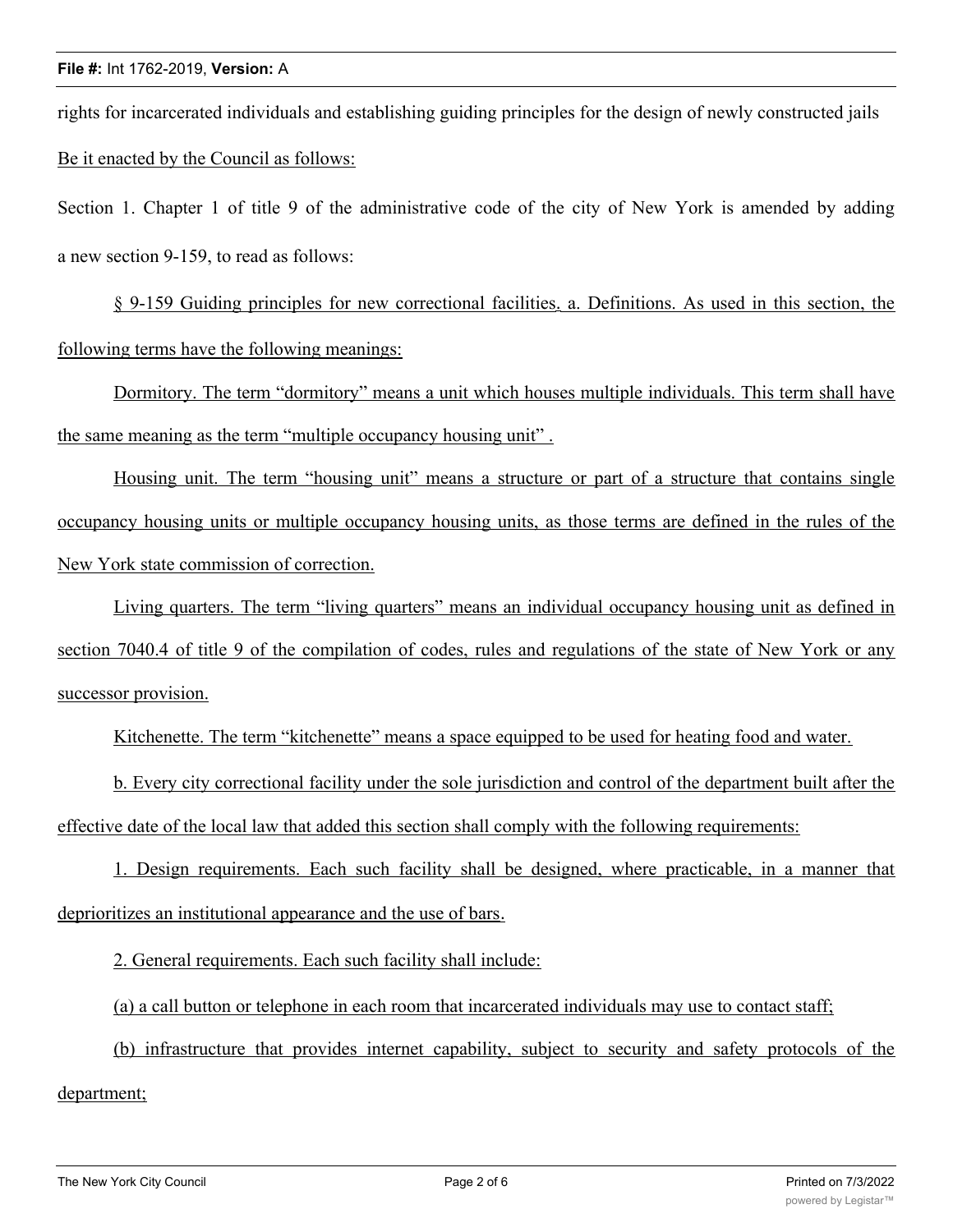rights for incarcerated individuals and establishing guiding principles for the design of newly constructed jails

Be it enacted by the Council as follows:

Section 1. Chapter 1 of title 9 of the administrative code of the city of New York is amended by adding a new section 9-159, to read as follows:

§ 9-159 Guiding principles for new correctional facilities. a. Definitions. As used in this section, the following terms have the following meanings:

Dormitory. The term "dormitory" means a unit which houses multiple individuals. This term shall have the same meaning as the term "multiple occupancy housing unit" .

Housing unit. The term "housing unit" means a structure or part of a structure that contains single occupancy housing units or multiple occupancy housing units, as those terms are defined in the rules of the New York state commission of correction.

Living quarters. The term "living quarters" means an individual occupancy housing unit as defined in section 7040.4 of title 9 of the compilation of codes, rules and regulations of the state of New York or any successor provision.

Kitchenette. The term "kitchenette" means a space equipped to be used for heating food and water.

b. Every city correctional facility under the sole jurisdiction and control of the department built after the effective date of the local law that added this section shall comply with the following requirements:

1. Design requirements. Each such facility shall be designed, where practicable, in a manner that deprioritizes an institutional appearance and the use of bars.

2. General requirements. Each such facility shall include:

(a) a call button or telephone in each room that incarcerated individuals may use to contact staff;

(b) infrastructure that provides internet capability, subject to security and safety protocols of the department;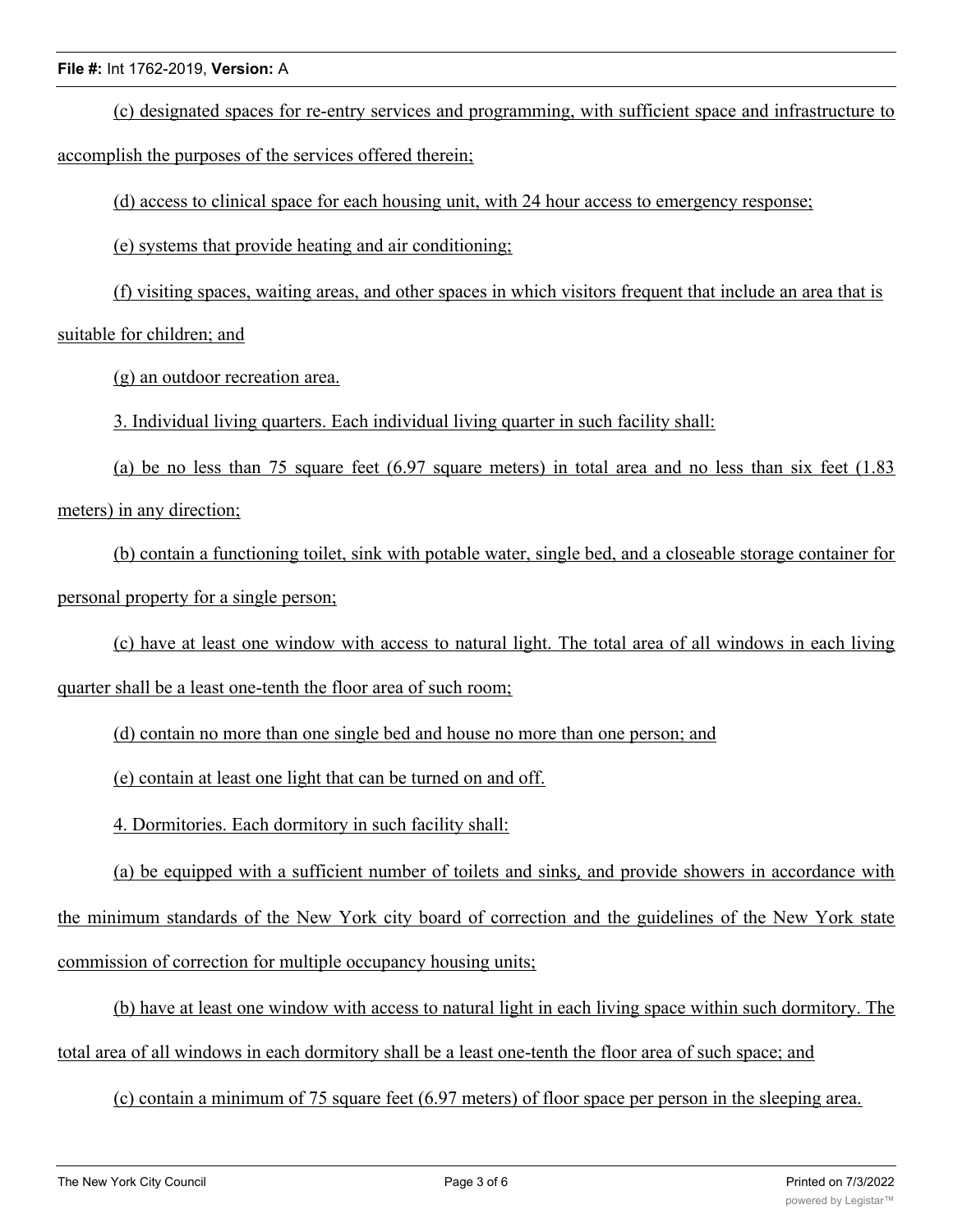(c) designated spaces for re-entry services and programming, with sufficient space and infrastructure to accomplish the purposes of the services offered therein;

(d) access to clinical space for each housing unit, with 24 hour access to emergency response;

(e) systems that provide heating and air conditioning;

(f) visiting spaces, waiting areas, and other spaces in which visitors frequent that include an area that is suitable for children; and

(g) an outdoor recreation area.

3. Individual living quarters. Each individual living quarter in such facility shall:

(a) be no less than 75 square feet (6.97 square meters) in total area and no less than six feet (1.83 meters) in any direction;

(b) contain a functioning toilet, sink with potable water, single bed, and a closeable storage container for personal property for a single person;

(c) have at least one window with access to natural light. The total area of all windows in each living quarter shall be a least one-tenth the floor area of such room;

(d) contain no more than one single bed and house no more than one person; and

(e) contain at least one light that can be turned on and off.

4. Dormitories. Each dormitory in such facility shall:

(a) be equipped with a sufficient number of toilets and sinks, and provide showers in accordance with the minimum standards of the New York city board of correction and the guidelines of the New York state commission of correction for multiple occupancy housing units;

(b) have at least one window with access to natural light in each living space within such dormitory. The total area of all windows in each dormitory shall be a least one-tenth the floor area of such space; and

(c) contain a minimum of 75 square feet (6.97 meters) of floor space per person in the sleeping area.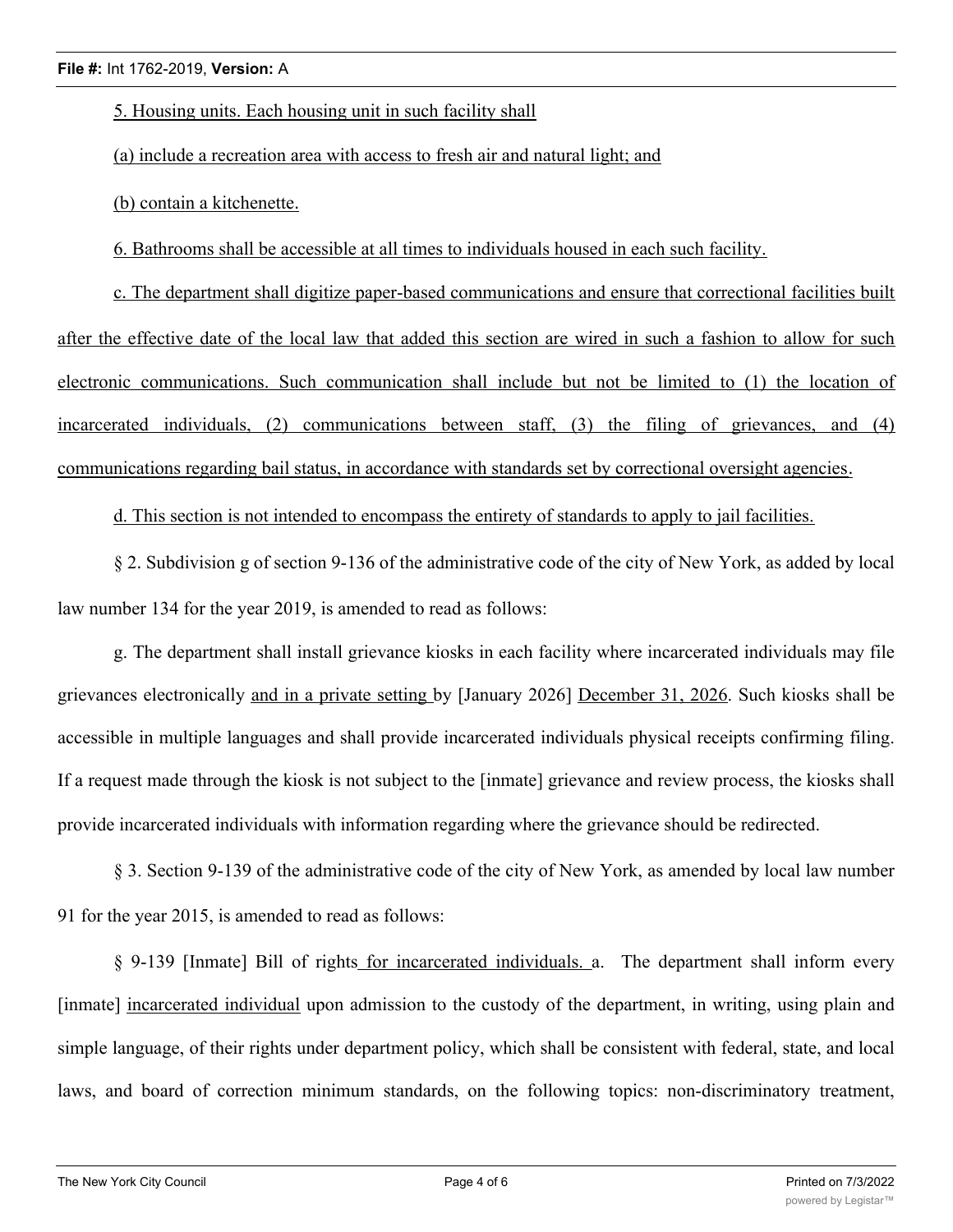5. Housing units. Each housing unit in such facility shall

(a) include a recreation area with access to fresh air and natural light; and

(b) contain a kitchenette.

6. Bathrooms shall be accessible at all times to individuals housed in each such facility.

c. The department shall digitize paper-based communications and ensure that correctional facilities built after the effective date of the local law that added this section are wired in such a fashion to allow for such electronic communications. Such communication shall include but not be limited to (1) the location of incarcerated individuals, (2) communications between staff, (3) the filing of grievances, and (4) communications regarding bail status, in accordance with standards set by correctional oversight agencies.

d. This section is not intended to encompass the entirety of standards to apply to jail facilities.

§ 2. Subdivision g of section 9-136 of the administrative code of the city of New York, as added by local law number 134 for the year 2019, is amended to read as follows:

g. The department shall install grievance kiosks in each facility where incarcerated individuals may file grievances electronically and in a private setting by [January 2026] December 31, 2026. Such kiosks shall be accessible in multiple languages and shall provide incarcerated individuals physical receipts confirming filing. If a request made through the kiosk is not subject to the [inmate] grievance and review process, the kiosks shall provide incarcerated individuals with information regarding where the grievance should be redirected.

§ 3. Section 9-139 of the administrative code of the city of New York, as amended by local law number 91 for the year 2015, is amended to read as follows:

§ 9-139 [Inmate] Bill of rights for incarcerated individuals. a. The department shall inform every [inmate] incarcerated individual upon admission to the custody of the department, in writing, using plain and simple language, of their rights under department policy, which shall be consistent with federal, state, and local laws, and board of correction minimum standards, on the following topics: non-discriminatory treatment,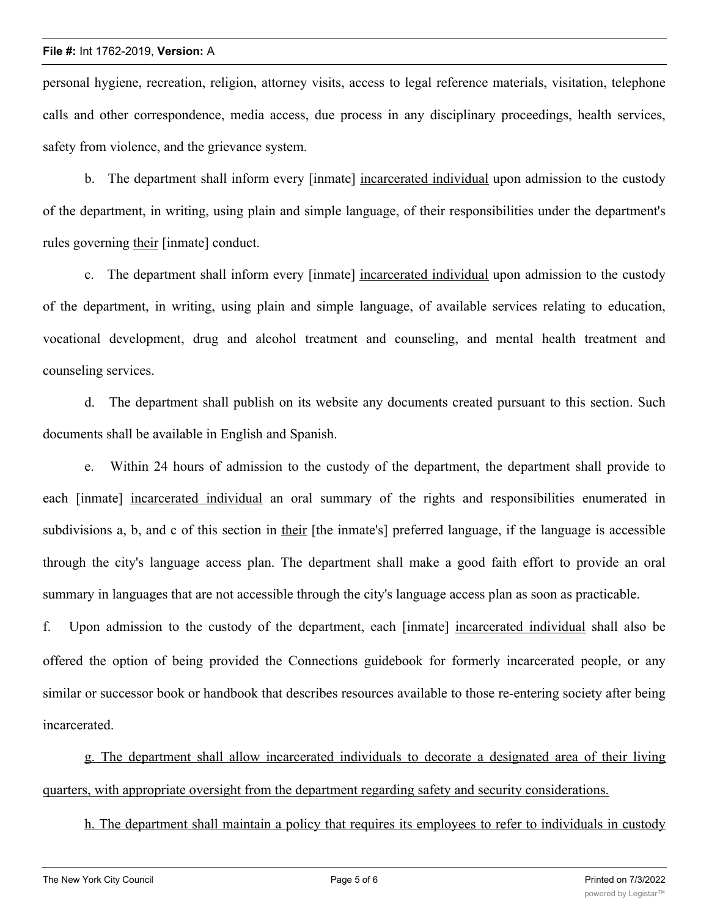personal hygiene, recreation, religion, attorney visits, access to legal reference materials, visitation, telephone calls and other correspondence, media access, due process in any disciplinary proceedings, health services, safety from violence, and the grievance system.

b. The department shall inform every [inmate] <u>incarcerated individual</u> upon admission to the custody of the department, in writing, using plain and simple language, of their responsibilities under the department's rules governing <u>their</u> [inmate] conduct.

c. The department shall inform every [inmate] <u>incarcerated individual</u> upon admission to the custody of the department, in writing, using plain and simple language, of available services relating to education, vocational development, drug and alcohol treatment and counseling, and mental health treatment and counseling services.

d. The department shall publish on its website any documents created pursuant to this section. Such documents shall be available in English and Spanish.

e. Within 24 hours of admission to the custody of the department, the department shall provide to each [inmate] <u>incarcerated individual</u> an oral summary of the rights and responsibilities enumerated in subdivisions a, b, and c of this section in <u>their</u> [the inmate's] preferred language, if the language is accessible through the city's language access plan. The department shall make a good faith effort to provide an oral summary in languages that are not accessible through the city's language access plan as soon as practicable.

f. Upon admission to the custody of the department, each [inmate] <u>incarcerated individual</u> shall also be offered the option of being provided the Connections guidebook for formerly incarcerated people, or any similar or successor book or handbook that describes resources available to those re-entering society after being incarcerated.

<u>g. The department shall allow incarcerated individuals to decorate a designated area of their living quarters, with appropriate oversight from the department regarding safety and security considerations.</u>

<u>h. The department shall maintain a policy that requires its employees to refer to individuals in custody</u>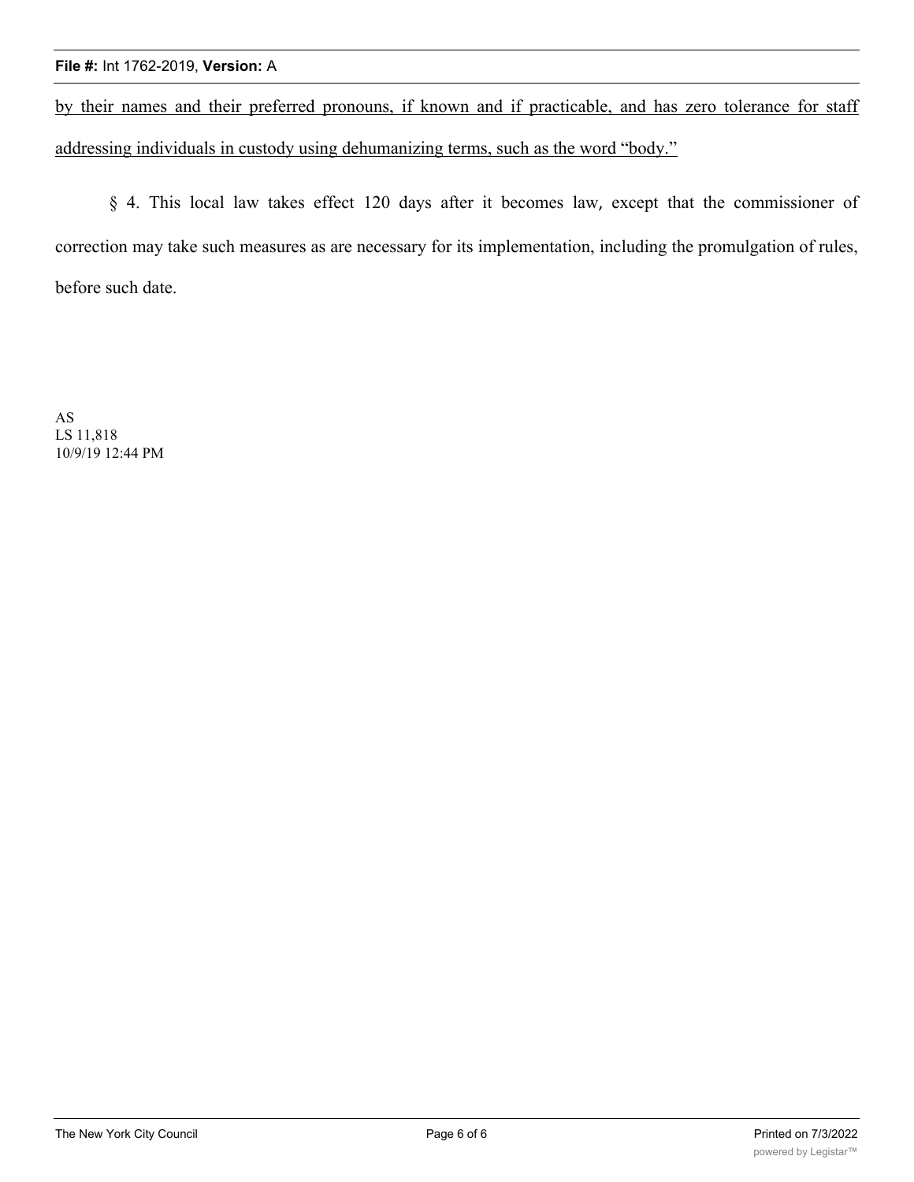by their names and their preferred pronouns, if known and if practicable, and has zero tolerance for staff addressing individuals in custody using dehumanizing terms, such as the word "body."

§ 4. This local law takes effect 120 days after it becomes law, except that the commissioner of correction may take such measures as are necessary for its implementation, including the promulgation of rules, before such date.

AS
LS 11,818
10/9/19 12:44 PM